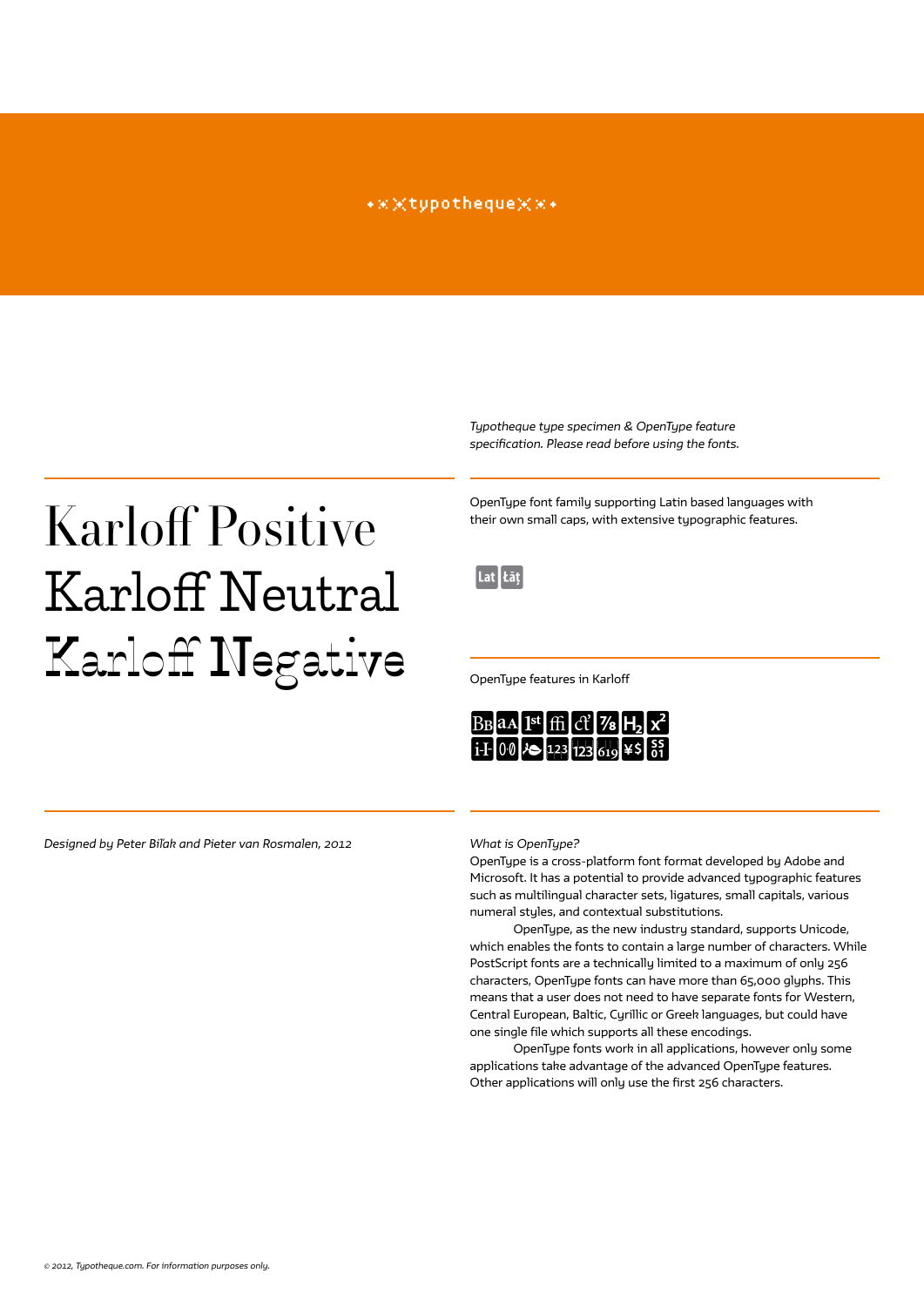typotheque

*Typotheque type specimen & OpenType feature specification. Please read before using the fonts.*

# Karloff Positive
# Karloff Neutral
# Karloff Negative

OpenType font family supporting Latin based languages with their own small caps, with extensive typographic features.

Lat łāţ

OpenType features in Karloff

*Designed by Peter Biľak and Pieter van Rosmalen, 2012*

*What is OpenType?*

OpenType is a cross-platform font format developed by Adobe and Microsoft. It has a potential to provide advanced typographic features such as multilingual character sets, ligatures, small capitals, various numeral styles, and contextual substitutions.

OpenType, as the new industry standard, supports Unicode, which enables the fonts to contain a large number of characters. While PostScript fonts are a technically limited to a maximum of only 256 characters, OpenType fonts can have more than 65,000 glyphs. This means that a user does not need to have separate fonts for Western, Central European, Baltic, Cyrillic or Greek languages, but could have one single file which supports all these encodings.

OpenType fonts work in all applications, however only some applications take advantage of the advanced OpenType features. Other applications will only use the first 256 characters.

© 2012, Typotheque.com. For information purposes only.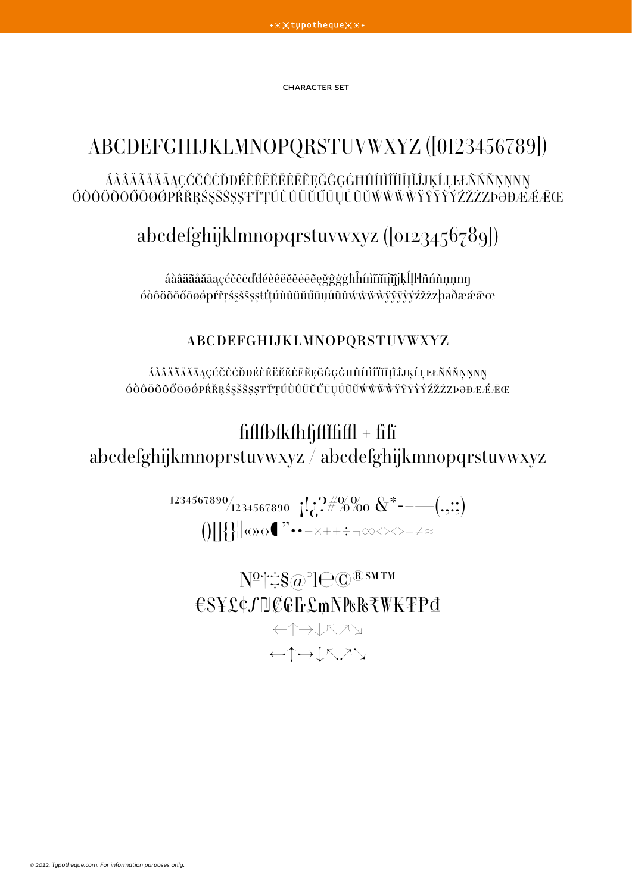CHARACTER SET

ABCDEFGHIJKLMNOPQRSTUVWXYZ ([0123456789])

ÁÀÂÄÃÅĂĀĄÇĆČĈĊĎĐÉÈÊËĚĔĖĒĘĞĜĢĠĦĤÍÌÎÏĬĨĪĮĴĶĹĻĽĿŁÑŃŇŅŊ
ÓÒÔÖÕŎŐŌØǾPŔŘŖŚŞŠŜȘŤŢÚÙÛÜŬŰŪŲŮŨẂẀŴẄÝỲŶŸȲŹŽŻÞÐÆǼǢŒ

abcdefghijklmnopqrstuvwxyz ([0123456789])

áàâäãåăāąçćčĉċďđéèêëěĕėēęğĝģġħĥíìîïĭĩīįĵķĺļľŀłñńňņŋ
óòôöõŏőōøǿpŕřŗśşšŝșťţúùûüŭűūųůũẃẁŵẅýỳŷÿȳźžżþðæǽǣœ

ABCDEFGHIJKLMNOPQRSTUVWXYZ

ÁÀÂÄÃÅĂĀĄÇĆČĈĊĎĐÉÈÊËĚĔĖĒĘĞĜĢĠĦĤÍÌÎÏĬĨĪĮĴĶĹĻĽĿŁÑŃŇŅŊ
ÓÒÔÖÕŎŐŌØǾPŔŘŖŚŞŠŜȘŤŢÚÙÛÜŬŰŪŲŮŨẂẀŴẄÝỲŶŸȲŹŽŻÞÐÆǼǢŒ

fiflfbfkfhfjfffffifl + fifi
abcdefghijkmnoprstuvwxyz / abcdefghijkmnoprstuvwxyz

¹²³⁴⁵⁶⁷⁸⁹⁰/₁₂₃₄₅₆₇₈₉₀ ¡!¿?#%‰ &*-–—(.,:;)
()[]{}¦|«»‹›¶"•·−×+±÷¬∞≤≥<>=≠≈

№ª†‡§@°|℮©®℠™
€$¥£¢ƒ₯₡₢₣₤₥₦₧₨₹₩₭₮₱₫
←↑→↓↖↗↘
←↑→↓↖↗↘

© 2012, Typotheque.com. For information purposes only.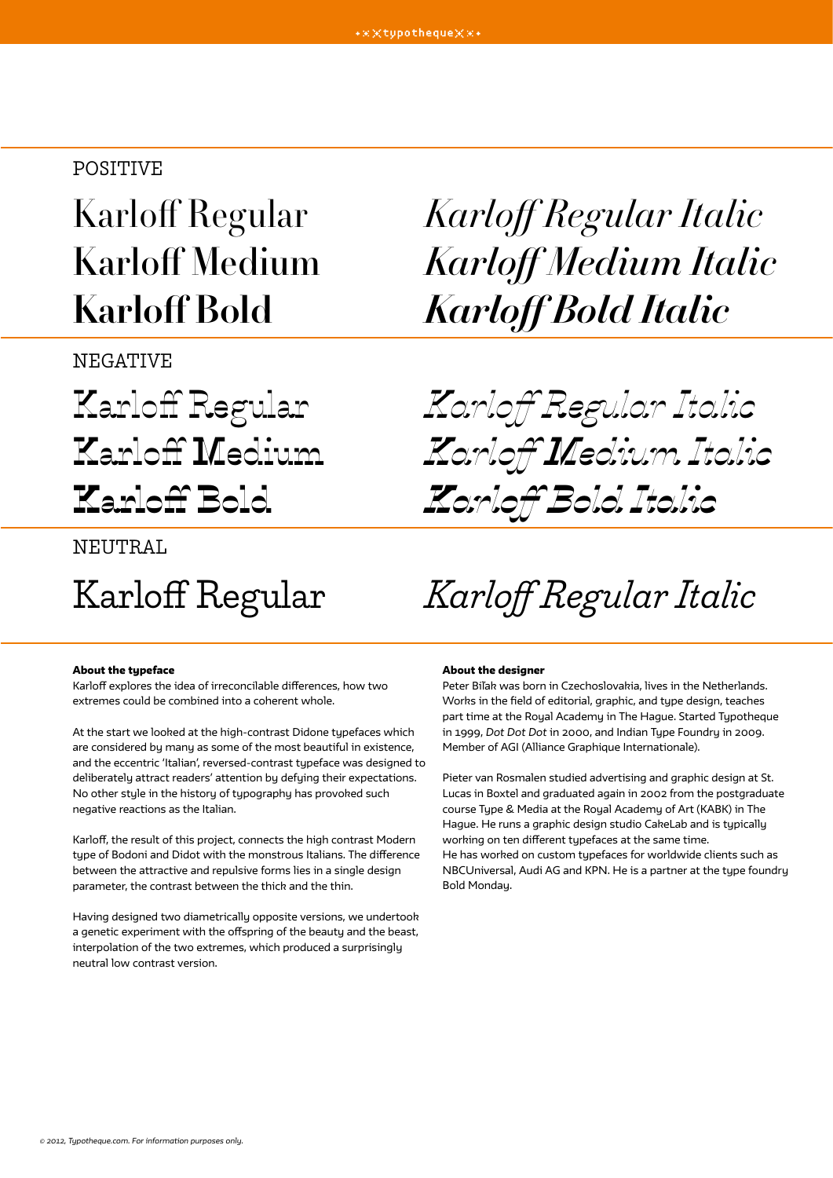POSITIVE

Karloff Regular
Karloff Medium
Karloff Bold

*Karloff Regular Italic*
*Karloff Medium Italic*
*Karloff Bold Italic*

NEGATIVE

Karloff Regular
Karloff Medium
Karloff Bold

*Karloff Regular Italic*
*Karloff Medium Italic*
*Karloff Bold Italic*

NEUTRAL

Karloff Regular

*Karloff Regular Italic*

**About the typeface**

Karloff explores the idea of irreconcilable differences, how two extremes could be combined into a coherent whole.

At the start we looked at the high-contrast Didone typefaces which are considered by many as some of the most beautiful in existence, and the eccentric 'Italian', reversed-contrast typeface was designed to deliberately attract readers' attention by defying their expectations. No other style in the history of typography has provoked such negative reactions as the Italian.

Karloff, the result of this project, connects the high contrast Modern type of Bodoni and Didot with the monstrous Italians. The difference between the attractive and repulsive forms lies in a single design parameter, the contrast between the thick and the thin.

Having designed two diametrically opposite versions, we undertook a genetic experiment with the offspring of the beauty and the beast, interpolation of the two extremes, which produced a surprisingly neutral low contrast version.

**About the designer**

Peter Biľak was born in Czechoslovakia, lives in the Netherlands. Works in the field of editorial, graphic, and type design, teaches part time at the Royal Academy in The Hague. Started Typotheque in 1999, *Dot Dot Dot* in 2000, and Indian Type Foundry in 2009. Member of AGI (Alliance Graphique Internationale).

Pieter van Rosmalen studied advertising and graphic design at St. Lucas in Boxtel and graduated again in 2002 from the postgraduate course Type & Media at the Royal Academy of Art (KABK) in The Hague. He runs a graphic design studio CakeLab and is typically working on ten different typefaces at the same time.
He has worked on custom typefaces for worldwide clients such as NBCUniversal, Audi AG and KPN. He is a partner at the type foundry Bold Monday.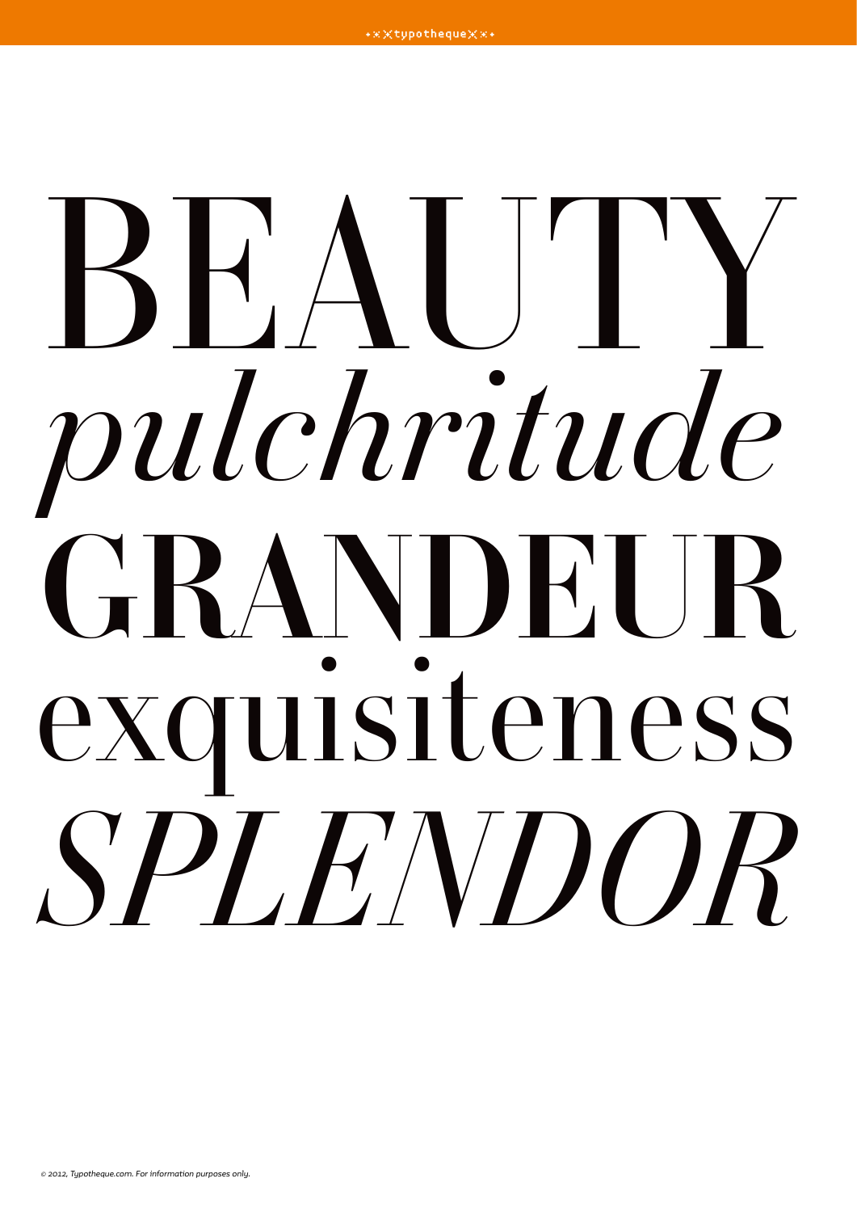BEAUTY

*pulchritude*

GRANDEUR

exquisiteness

*SPLENDOR*

© 2012, Typotheque.com. For information purposes only.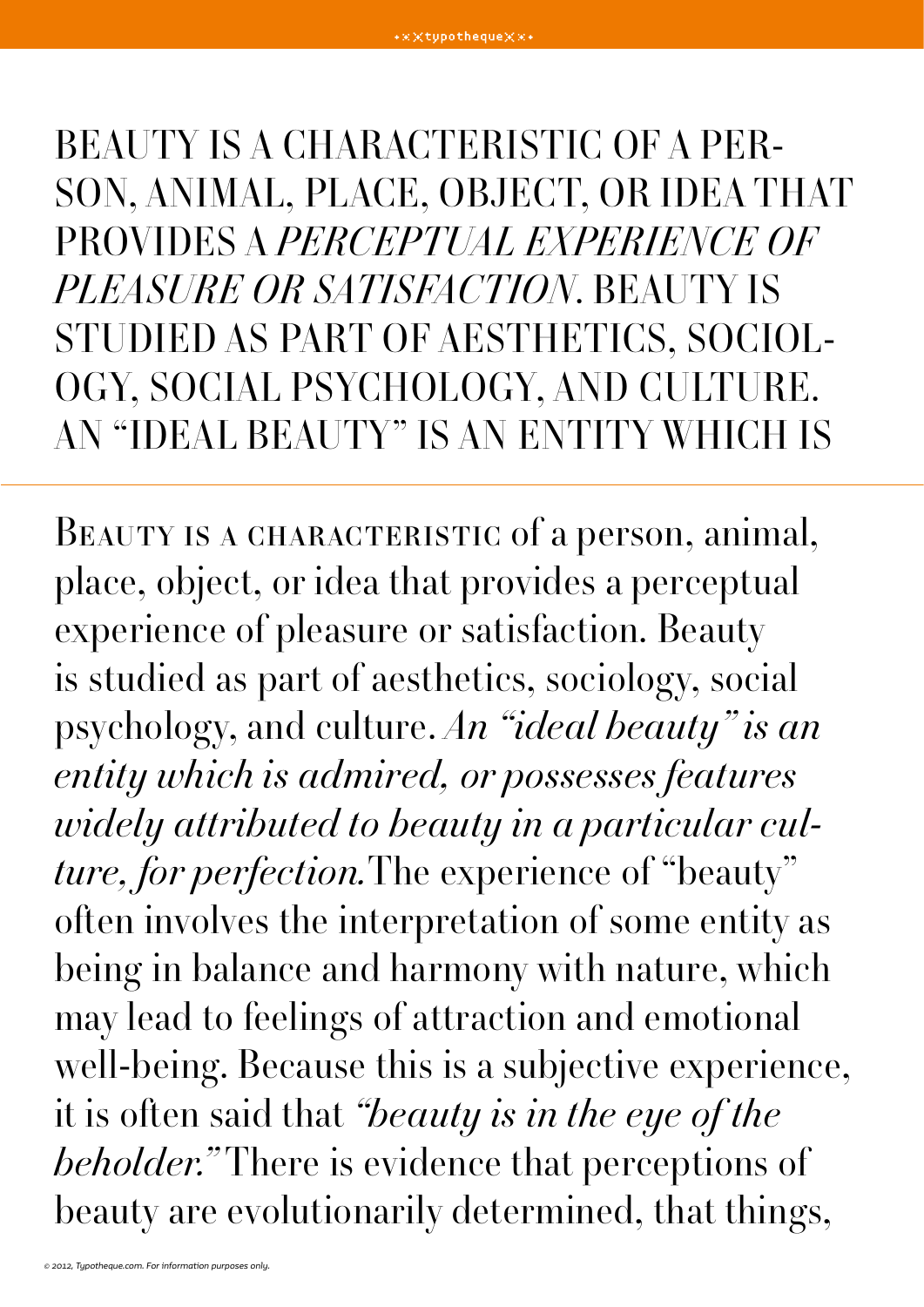BEAUTY IS A CHARACTERISTIC OF A PERSON, ANIMAL, PLACE, OBJECT, OR IDEA THAT PROVIDES A *PERCEPTUAL EXPERIENCE OF PLEASURE OR SATISFACTION*. BEAUTY IS STUDIED AS PART OF AESTHETICS, SOCIOLOGY, SOCIAL PSYCHOLOGY, AND CULTURE. AN "IDEAL BEAUTY" IS AN ENTITY WHICH IS

Beauty is a characteristic of a person, animal, place, object, or idea that provides a perceptual experience of pleasure or satisfaction. Beauty is studied as part of aesthetics, sociology, social psychology, and culture. *An "ideal beauty" is an entity which is admired, or possesses features widely attributed to beauty in a particular culture, for perfection.* The experience of "beauty" often involves the interpretation of some entity as being in balance and harmony with nature, which may lead to feelings of attraction and emotional well-being. Because this is a subjective experience, it is often said that *"beauty is in the eye of the beholder."* There is evidence that perceptions of beauty are evolutionarily determined, that things,

*© 2012, Typotheque.com. For information purposes only.*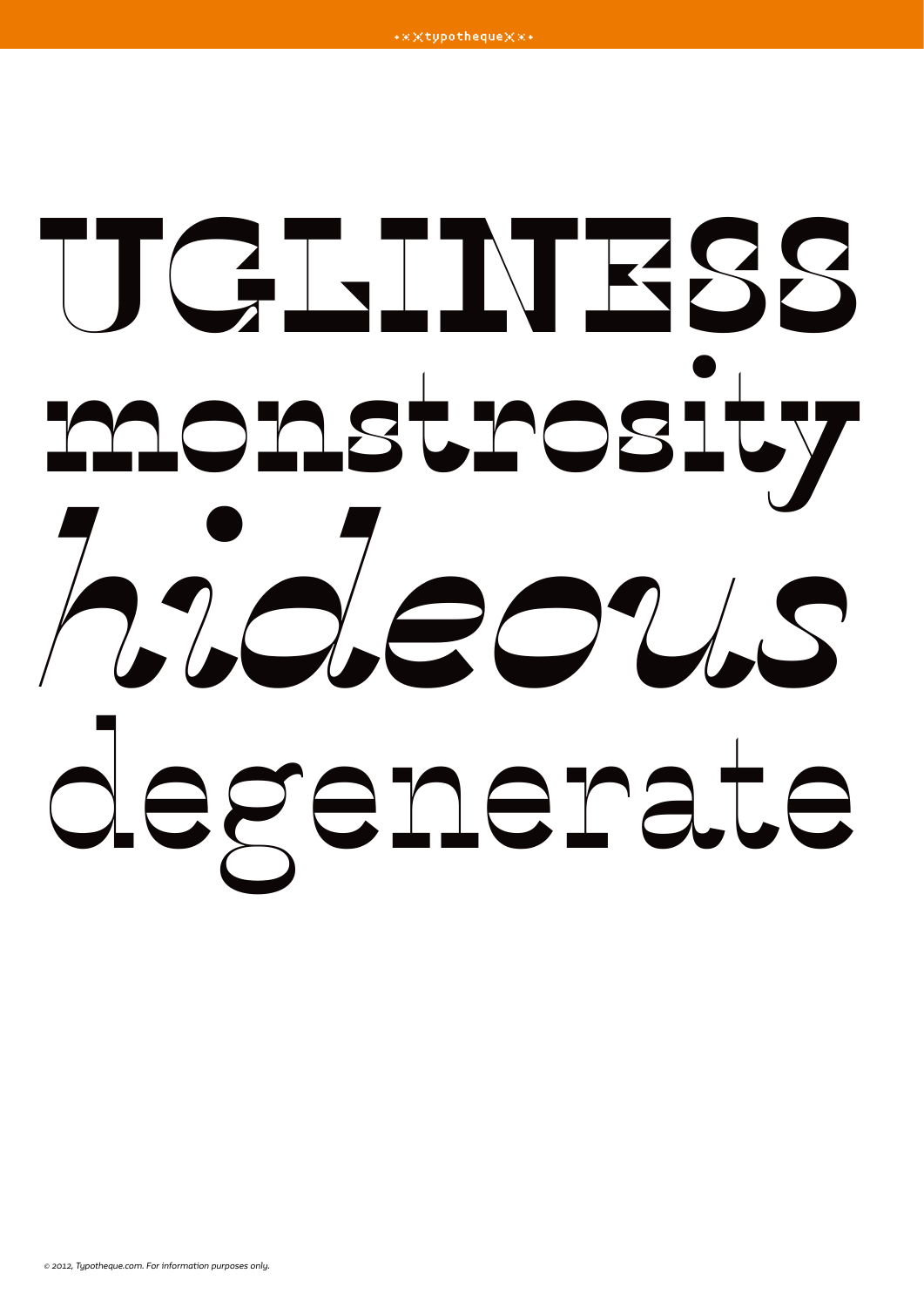UGLINESS

monstrosity

*hideous*

degenerate

© 2012, Typotheque.com. For information purposes only.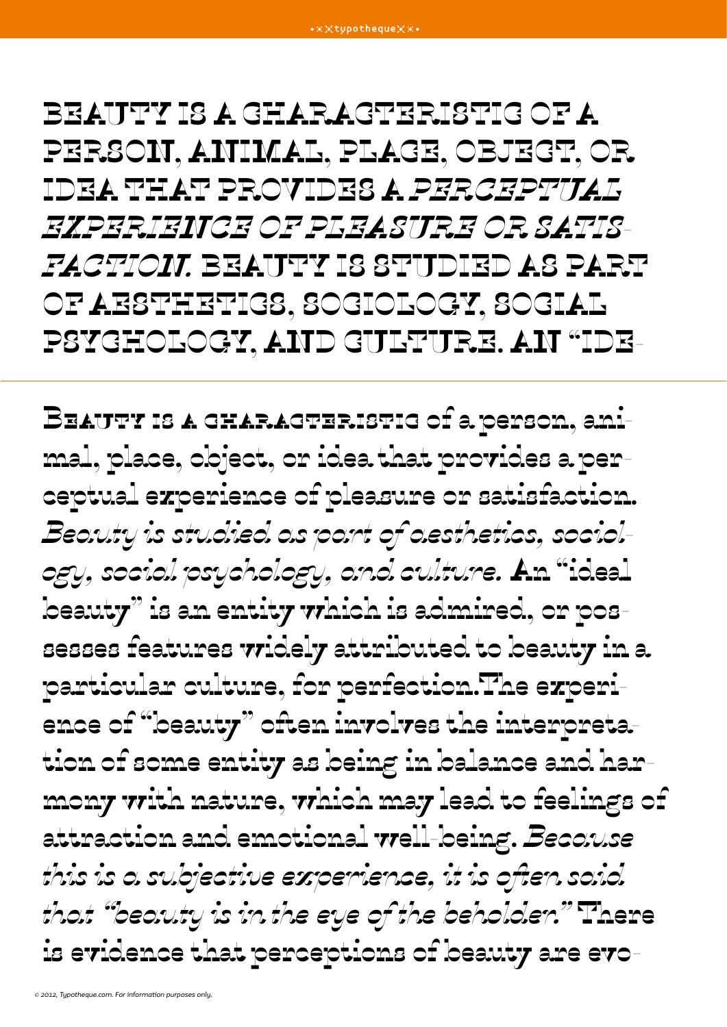BEAUTY IS A CHARACTERISTIC OF A PERSON, ANIMAL, PLACE, OBJECT, OR IDEA THAT PROVIDES A *PERCEPTUAL EXPERIENCE OF PLEASURE OR SATIS-FACTION.* BEAUTY IS STUDIED AS PART OF AESTHETICS, SOCIOLOGY, SOCIAL PSYCHOLOGY, AND CULTURE. AN "IDE-

Beauty is a characteristic of a person, animal, place, object, or idea that provides a perceptual experience of pleasure or satisfaction. *Beauty is studied as part of aesthetics, sociology, social psychology, and culture.* An "ideal beauty" is an entity which is admired, or possesses features widely attributed to beauty in a particular culture, for perfection.The experience of "beauty" often involves the interpretation of some entity as being in balance and harmony with nature, which may lead to feelings of attraction and emotional well-being. *Because this is a subjective experience, it is often said that "beauty is in the eye of the beholder."* There is evidence that perceptions of beauty are evo-

© 2012, Typotheque.com. For information purposes only.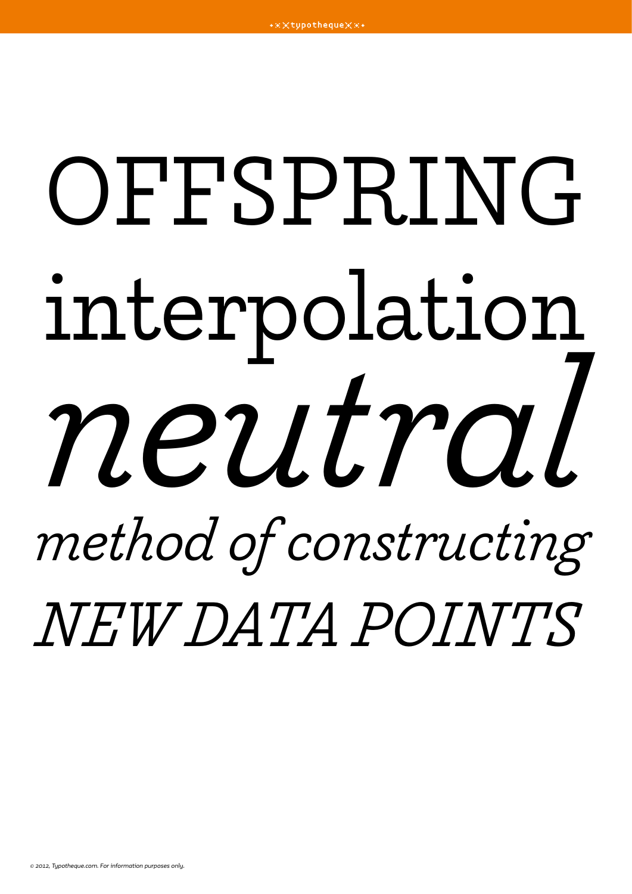OFFSPRING

interpolation

*neutral*

*method of constructing*

*NEW DATA POINTS*

*© 2012, Typotheque.com. For information purposes only.*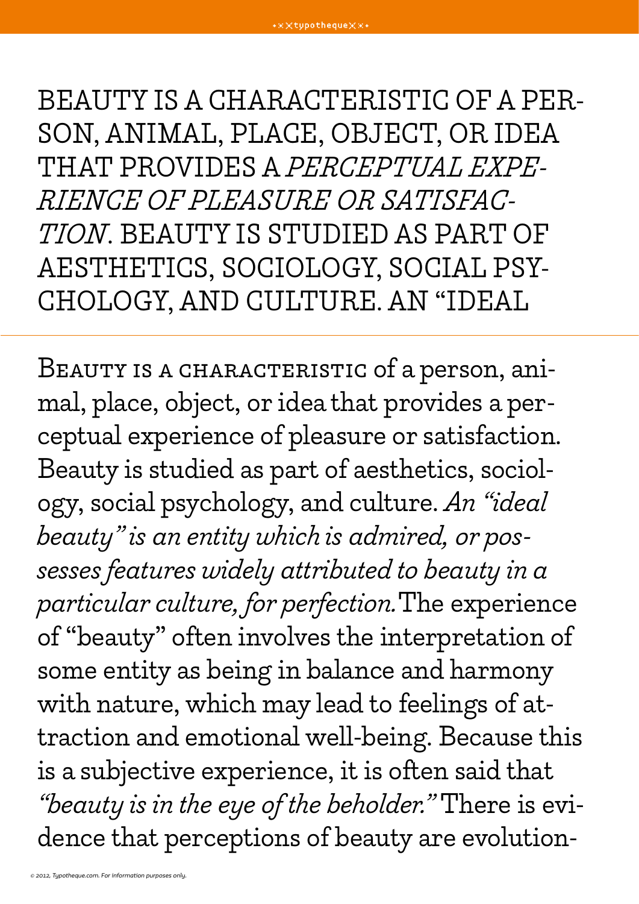BEAUTY IS A CHARACTERISTIC OF A PERSON, ANIMAL, PLACE, OBJECT, OR IDEA THAT PROVIDES A *PERCEPTUAL EXPERIENCE OF PLEASURE OR SATISFACTION*. BEAUTY IS STUDIED AS PART OF AESTHETICS, SOCIOLOGY, SOCIAL PSYCHOLOGY, AND CULTURE. AN "IDEAL

---

Beauty is a characteristic of a person, animal, place, object, or idea that provides a perceptual experience of pleasure or satisfaction. Beauty is studied as part of aesthetics, sociology, social psychology, and culture. *An "ideal beauty" is an entity which is admired, or possesses features widely attributed to beauty in a particular culture, for perfection.* The experience of "beauty" often involves the interpretation of some entity as being in balance and harmony with nature, which may lead to feelings of attraction and emotional well-being. Because this is a subjective experience, it is often said that *"beauty is in the eye of the beholder."* There is evidence that perceptions of beauty are evolution-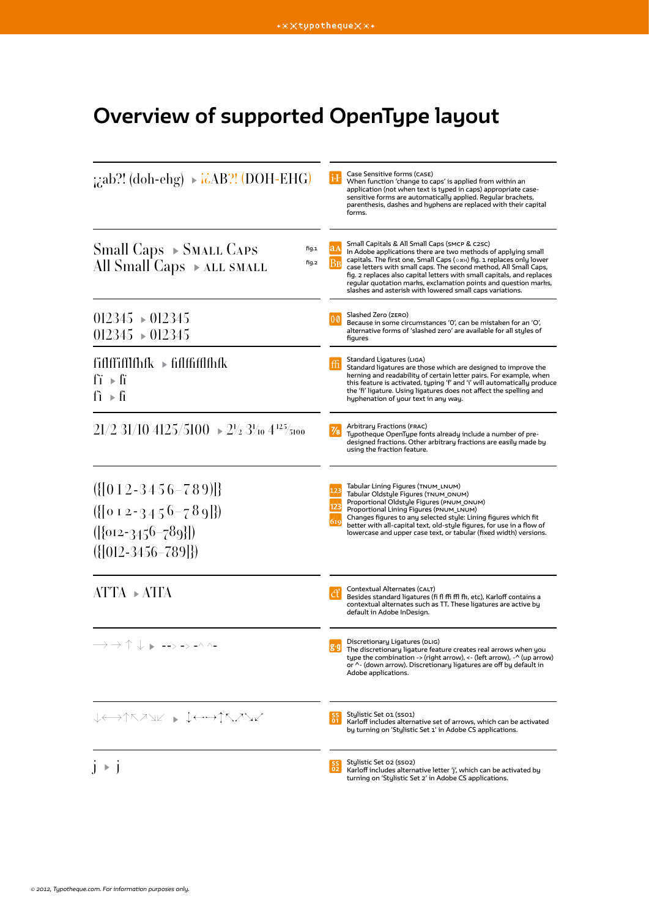# Overview of supported OpenType layout

| | |
|---|---|
| ¡¿ab?! (doh-ehg) ▸ ¡¿AB?! (DOH-EHG) | **Case Sensitive forms (CASE)**<br>When function 'change to caps' is applied from within an application (not when text is typed in caps) appropriate case-sensitive forms are automatically applied. Regular brackets, parenthesis, dashes and hyphens are replaced with their capital forms. |
| Small Caps ▸ Small Caps (fig.1)<br>All Small Caps ▸ ALL SMALL (fig.2) | **Small Capitals & All Small Caps (SMCP & C2SC)**<br>In Adobe applications there are two methods of applying small capitals. The first one, Small Caps (⇧⌘H) fig. 1 replaces only lower case letters with small caps. The second method, All Small Caps, fig. 2 replaces also capital letters with small capitals, and replaces regular quotation marks, exclamation points and question marks, slashes and asterisk with lowered small caps variations. |
| 012345 ▸ 012345<br>012345 ▸ 012345 | **Slashed Zero (ZERO)**<br>Because in some circumstances '0', can be mistaken for an 'O', alternative forms of 'slashed zero' are available for all styles of figures |
| fiflffiffifhfk ▸ fiflffiffifhfk<br>fi ▸ fi<br>fi ▸ fi | **Standard Ligatures (LIGA)**<br>Standard ligatures are those which are designed to improve the kerning and readability of certain letter pairs. For example, when this feature is activated, typing 'f' and 'i' will automatically produce the 'fi' ligature. Using ligatures does not affect the spelling and hyphenation of your text in any way. |
| 21/2 31/10 4125/5100 ▸ 2½ 3¹⁄₁₀ 4¹²⁵⁄₅₁₀₀ | **Arbitrary Fractions (FRAC)**<br>Typotheque OpenType fonts already include a number of pre-designed fractions. Other arbitrary fractions are easily made by using the fraction feature. |
| ({[012-3456–789)]}<br>({[012-3456–789]})<br>([{012-3456–789}])<br>({[012-3456–789]}) | **Tabular Lining Figures (TNUM_LNUM)**<br>**Tabular Oldstyle Figures (TNUM_ONUM)**<br>**Proportional Oldstyle Figures (PNUM_ONUM)**<br>**Proportional Lining Figures (PNUM_LNUM)**<br>Changes figures to any selected style: Lining figures which fit better with all-capital text, old-style figures, for use in a flow of lowercase and upper case text, or tabular (fixed width) versions. |
| ATTA ▸ ATTA | **Contextual Alternates (CALT)**<br>Besides standard ligatures (fi fl ffi ffl fk, etc), Karloff contains a contextual alternates such as TT. These ligatures are active by default in Adobe InDesign. |
| → → ↑ ↓ ▸ --> -> -^ ^- | **Discretionary Ligatures (DLIG)**<br>The discretionary ligature feature creates real arrows when you type the combination -> (right arrow), <- (left arrow), -^ (up arrow) or ^- (down arrow). Discretionary ligatures are off by default in Adobe applications. |
| ↓←→↑↖↗↘↙ ▸ ↓←→↑↖↗↘↙ | **Stylistic Set 01 (SS01)**<br>Karloff includes alternative set of arrows, which can be activated by turning on 'Stylistic Set 1' in Adobe CS applications. |
| j ▸ j | **Stylistic Set 02 (SS02)**<br>Karloff includes alternative letter 'j', which can be activated by turning on 'Stylistic Set 2' in Adobe CS applications. |

*© 2012, Typotheque.com. For information purposes only.*